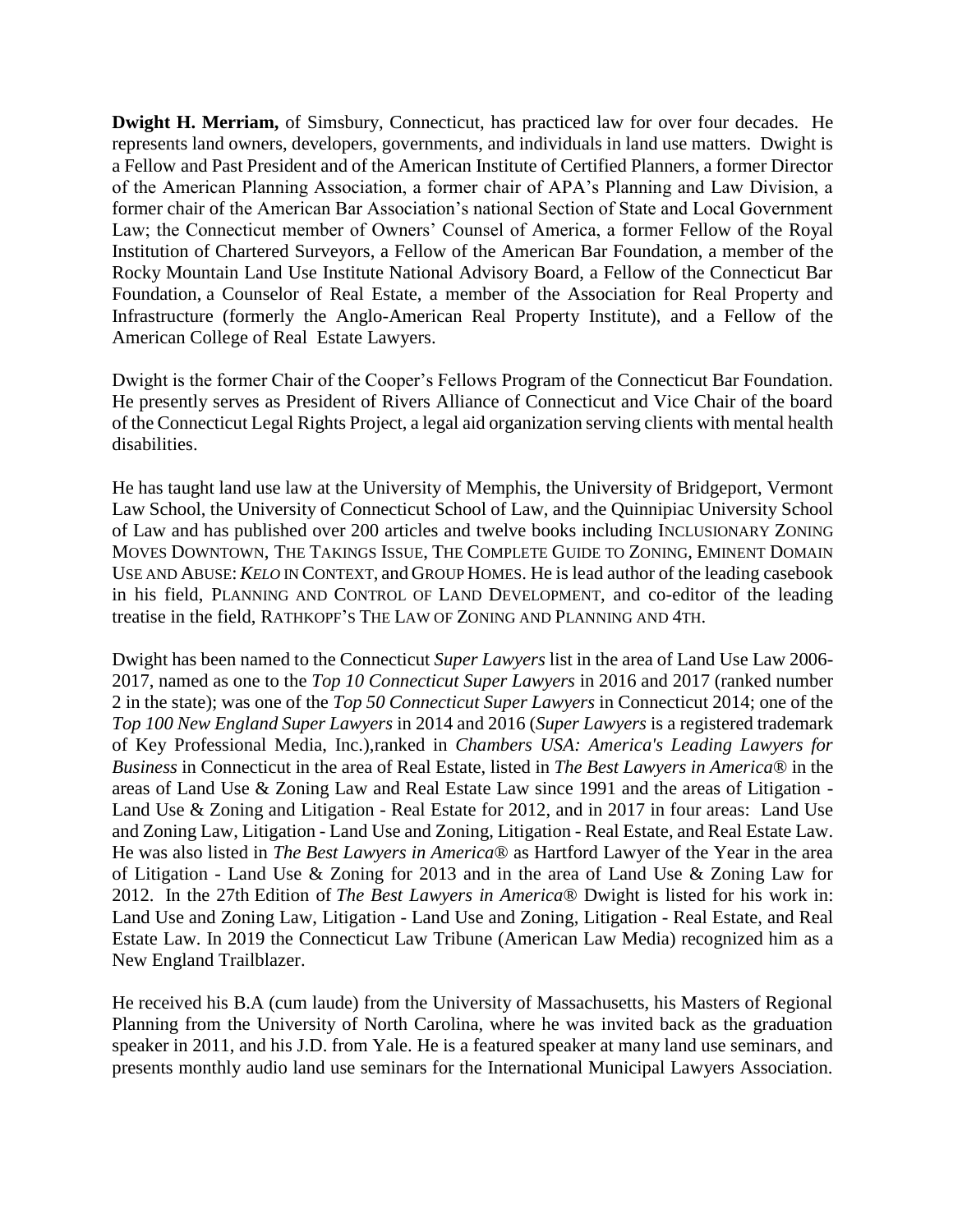**Dwight H. Merriam,** of Simsbury, Connecticut, has practiced law for over four decades. He represents land owners, developers, governments, and individuals in land use matters. Dwight is a Fellow and Past President and of the American Institute of Certified Planners, a former Director of the American Planning Association, a former chair of APA's Planning and Law Division, a former chair of the American Bar Association's national Section of State and Local Government Law; the Connecticut member of Owners' Counsel of America, a former Fellow of the Royal Institution of Chartered Surveyors, a Fellow of the American Bar Foundation, a member of the Rocky Mountain Land Use Institute National Advisory Board, a Fellow of the Connecticut Bar Foundation, a Counselor of Real Estate, a member of the Association for Real Property and Infrastructure (formerly the Anglo-American Real Property Institute), and a Fellow of the American College of Real Estate Lawyers.

Dwight is the former Chair of the Cooper's Fellows Program of the Connecticut Bar Foundation. He presently serves as President of Rivers Alliance of Connecticut and Vice Chair of the board of the Connecticut Legal Rights Project, a legal aid organization serving clients with mental health disabilities.

He has taught land use law at the University of Memphis, the University of Bridgeport, Vermont Law School, the University of Connecticut School of Law, and the Quinnipiac University School of Law and has published over 200 articles and twelve books including INCLUSIONARY ZONING MOVES DOWNTOWN, THE TAKINGS ISSUE, THE COMPLETE GUIDE TO ZONING, EMINENT DOMAIN USE AND ABUSE: *KELO* IN CONTEXT, and GROUP HOMES. He is lead author of the leading casebook in his field, PLANNING AND CONTROL OF LAND DEVELOPMENT, and co-editor of the leading treatise in the field, RATHKOPF'S THE LAW OF ZONING AND PLANNING AND 4TH.

Dwight has been named to the Connecticut *Super Lawyers* list in the area of Land Use Law 2006-2017, named as one to the *Top 10 Connecticut Super Lawyers* in 2016 and 2017 (ranked number 2 in the state); was one of the *Top 50 Connecticut Super Lawyers* in Connecticut 2014; one of the *Top 100 New England Super Lawyers* in 2014 and 2016 (*Super Lawyers* is a registered trademark of Key Professional Media, Inc.),ranked in *Chambers USA: America's Leading Lawyers for Business* in Connecticut in the area of Real Estate, listed in *The Best Lawyers in America®* in the areas of Land Use & Zoning Law and Real Estate Law since 1991 and the areas of Litigation - Land Use & Zoning and Litigation - Real Estate for 2012, and in 2017 in four areas: Land Use and Zoning Law, Litigation - Land Use and Zoning, Litigation - Real Estate, and Real Estate Law. He was also listed in *The Best Lawyers in America®* as Hartford Lawyer of the Year in the area of Litigation - Land Use & Zoning for 2013 and in the area of Land Use & Zoning Law for 2012. In the 27th Edition of *The Best Lawyers in America®* Dwight is listed for his work in: Land Use and Zoning Law, Litigation - Land Use and Zoning, Litigation - Real Estate, and Real Estate Law. In 2019 the Connecticut Law Tribune (American Law Media) recognized him as a New England Trailblazer.

He received his B.A (cum laude) from the University of Massachusetts, his Masters of Regional Planning from the University of North Carolina, where he was invited back as the graduation speaker in 2011, and his J.D. from Yale. He is a featured speaker at many land use seminars, and presents monthly audio land use seminars for the International Municipal Lawyers Association.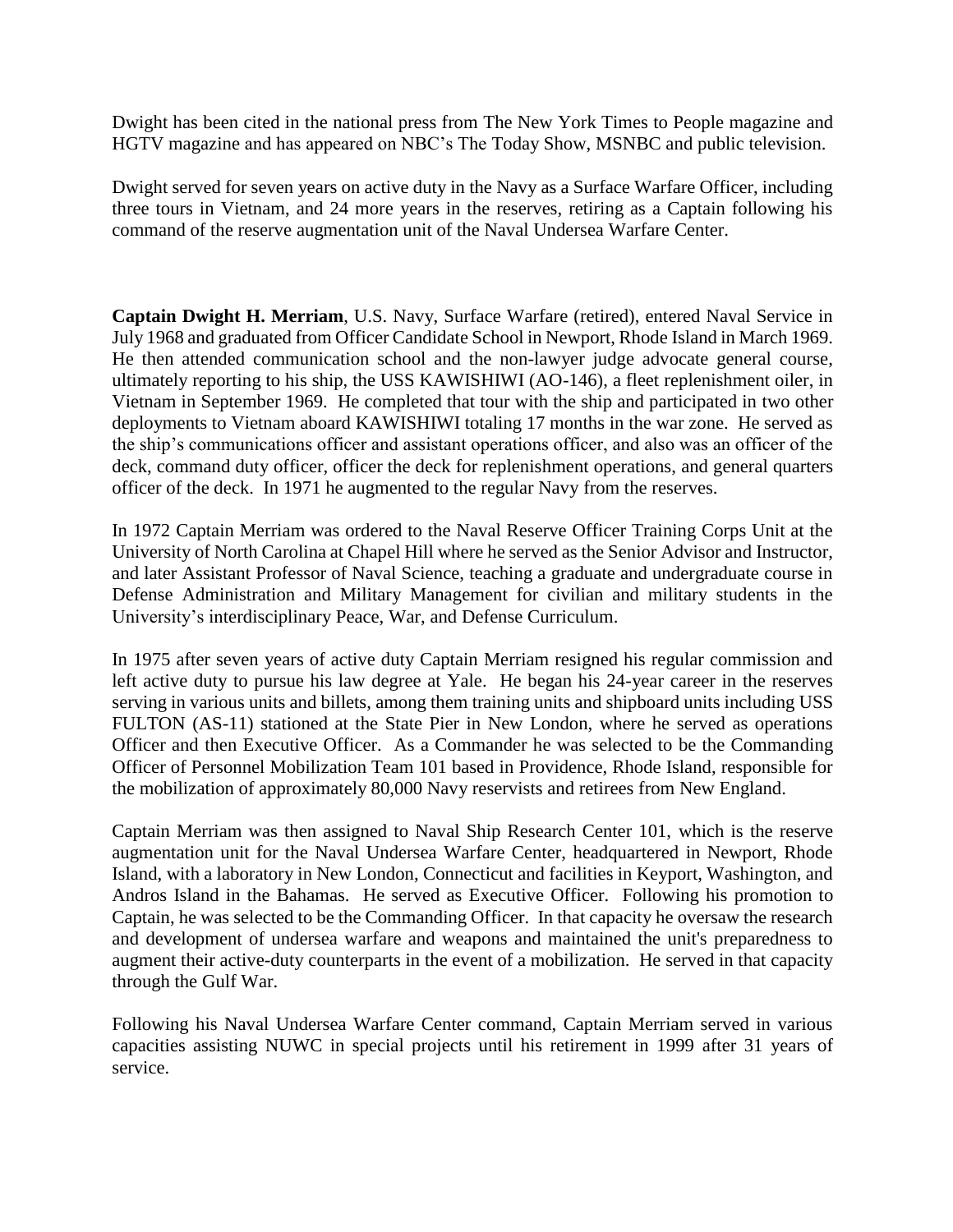Dwight has been cited in the national press from The New York Times to People magazine and HGTV magazine and has appeared on NBC's The Today Show, MSNBC and public television.

Dwight served for seven years on active duty in the Navy as a Surface Warfare Officer, including three tours in Vietnam, and 24 more years in the reserves, retiring as a Captain following his command of the reserve augmentation unit of the Naval Undersea Warfare Center.

**Captain Dwight H. Merriam**, U.S. Navy, Surface Warfare (retired), entered Naval Service in July 1968 and graduated from Officer Candidate School in Newport, Rhode Island in March 1969. He then attended communication school and the non-lawyer judge advocate general course, ultimately reporting to his ship, the USS KAWISHIWI (AO-146), a fleet replenishment oiler, in Vietnam in September 1969. He completed that tour with the ship and participated in two other deployments to Vietnam aboard KAWISHIWI totaling 17 months in the war zone. He served as the ship's communications officer and assistant operations officer, and also was an officer of the deck, command duty officer, officer the deck for replenishment operations, and general quarters officer of the deck. In 1971 he augmented to the regular Navy from the reserves.

In 1972 Captain Merriam was ordered to the Naval Reserve Officer Training Corps Unit at the University of North Carolina at Chapel Hill where he served as the Senior Advisor and Instructor, and later Assistant Professor of Naval Science, teaching a graduate and undergraduate course in Defense Administration and Military Management for civilian and military students in the University's interdisciplinary Peace, War, and Defense Curriculum.

In 1975 after seven years of active duty Captain Merriam resigned his regular commission and left active duty to pursue his law degree at Yale. He began his 24-year career in the reserves serving in various units and billets, among them training units and shipboard units including USS FULTON (AS-11) stationed at the State Pier in New London, where he served as operations Officer and then Executive Officer. As a Commander he was selected to be the Commanding Officer of Personnel Mobilization Team 101 based in Providence, Rhode Island, responsible for the mobilization of approximately 80,000 Navy reservists and retirees from New England.

Captain Merriam was then assigned to Naval Ship Research Center 101, which is the reserve augmentation unit for the Naval Undersea Warfare Center, headquartered in Newport, Rhode Island, with a laboratory in New London, Connecticut and facilities in Keyport, Washington, and Andros Island in the Bahamas. He served as Executive Officer. Following his promotion to Captain, he was selected to be the Commanding Officer. In that capacity he oversaw the research and development of undersea warfare and weapons and maintained the unit's preparedness to augment their active-duty counterparts in the event of a mobilization. He served in that capacity through the Gulf War.

Following his Naval Undersea Warfare Center command, Captain Merriam served in various capacities assisting NUWC in special projects until his retirement in 1999 after 31 years of service.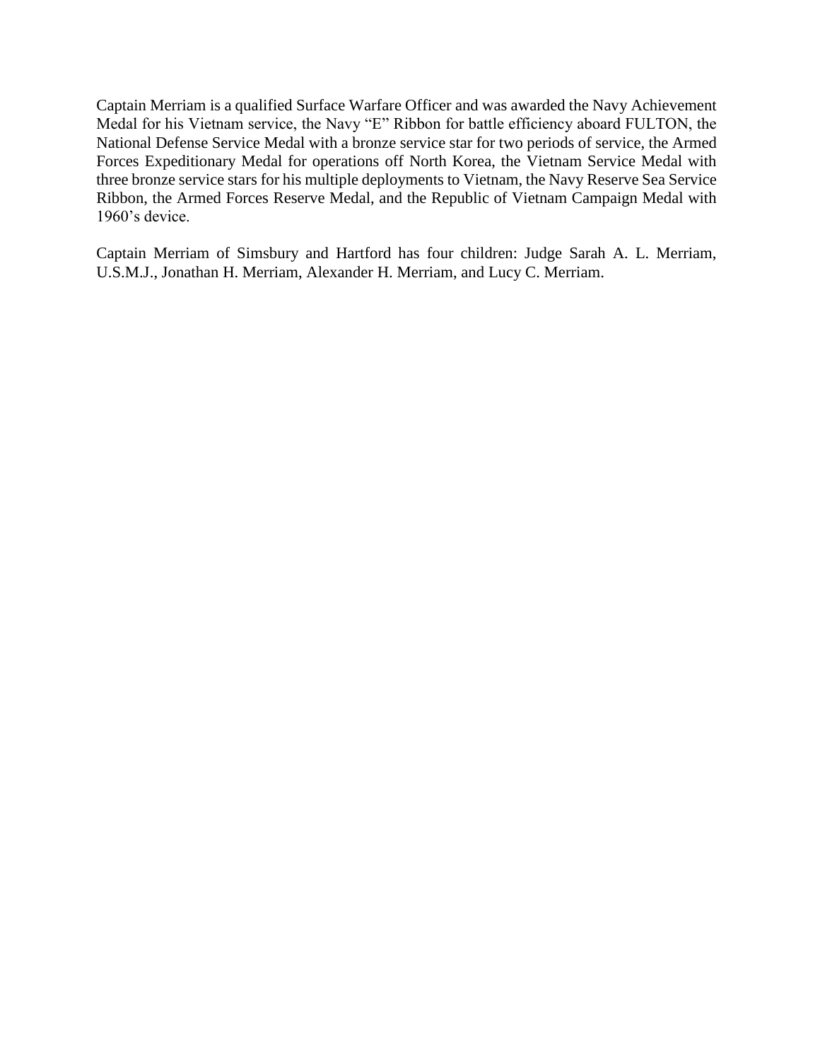Captain Merriam is a qualified Surface Warfare Officer and was awarded the Navy Achievement Medal for his Vietnam service, the Navy "E" Ribbon for battle efficiency aboard FULTON, the National Defense Service Medal with a bronze service star for two periods of service, the Armed Forces Expeditionary Medal for operations off North Korea, the Vietnam Service Medal with three bronze service stars for his multiple deployments to Vietnam, the Navy Reserve Sea Service Ribbon, the Armed Forces Reserve Medal, and the Republic of Vietnam Campaign Medal with 1960's device.

Captain Merriam of Simsbury and Hartford has four children: Judge Sarah A. L. Merriam, U.S.M.J., Jonathan H. Merriam, Alexander H. Merriam, and Lucy C. Merriam.